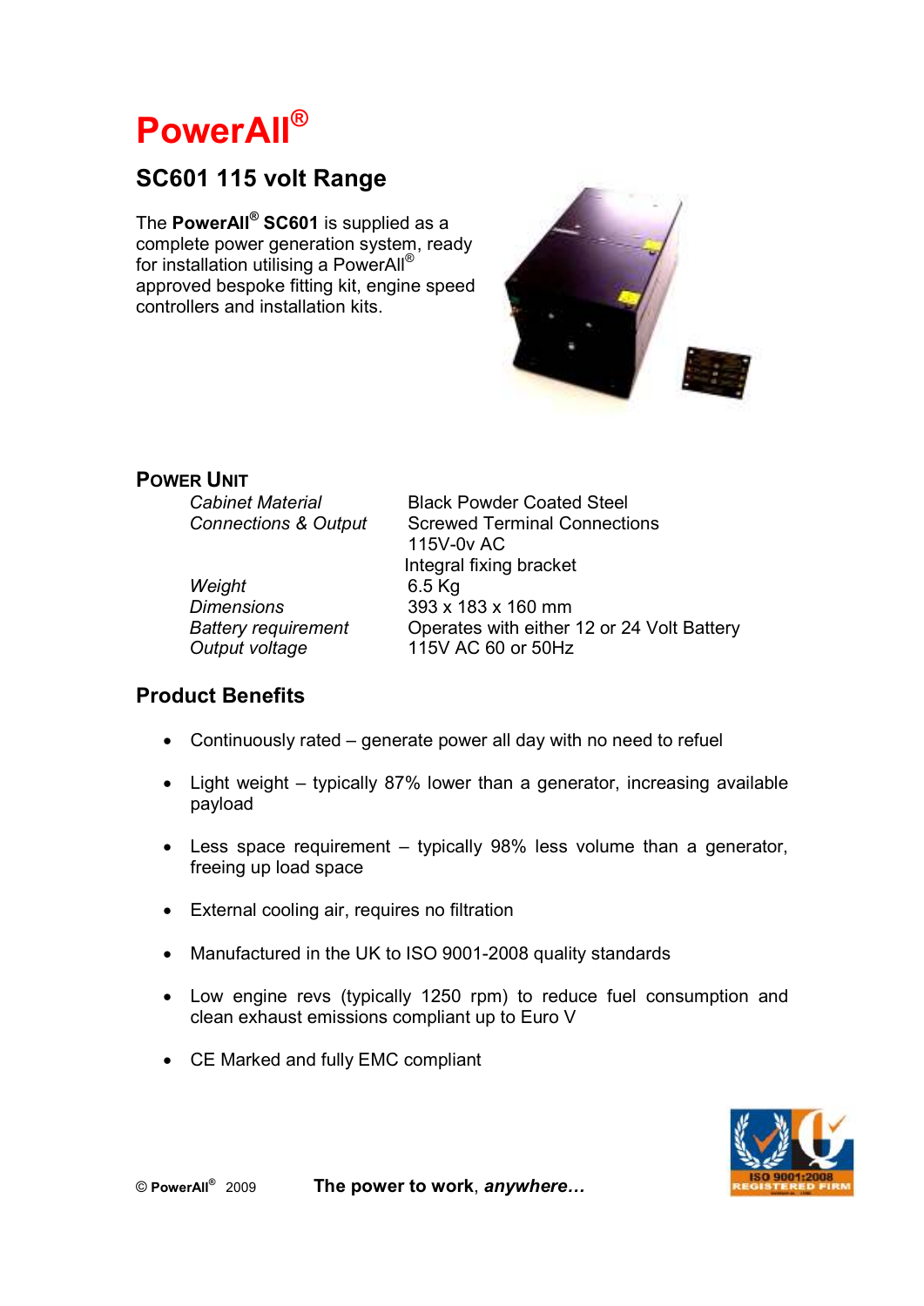# PowerAll®

## SC601 115 volt Range

The **PowerAll® SC601** is supplied as a complete power generation system, ready for installation utilising a PowerAll® approved bespoke fitting kit, engine speed controllers and installation kits.

### Power Unit

| | |
|---|---|
| *Cabinet Material* | Black Powder Coated Steel |
| *Connections & Output* | Screwed Terminal Connections<br>115V-0v AC<br>Integral fixing bracket |
| *Weight* | 6.5 Kg |
| *Dimensions* | 393 x 183 x 160 mm |
| *Battery requirement* | Operates with either 12 or 24 Volt Battery |
| *Output voltage* | 115V AC 60 or 50Hz |

### Product Benefits

- Continuously rated – generate power all day with no need to refuel
- Light weight – typically 87% lower than a generator, increasing available payload
- Less space requirement – typically 98% less volume than a generator, freeing up load space
- External cooling air, requires no filtration
- Manufactured in the UK to ISO 9001-2008 quality standards
- Low engine revs (typically 1250 rpm) to reduce fuel consumption and clean exhaust emissions compliant up to Euro V
- CE Marked and fully EMC compliant

© PowerAll® 2009 **The power to work, *anywhere…***

ISO 9001:2008 REGISTERED FIRM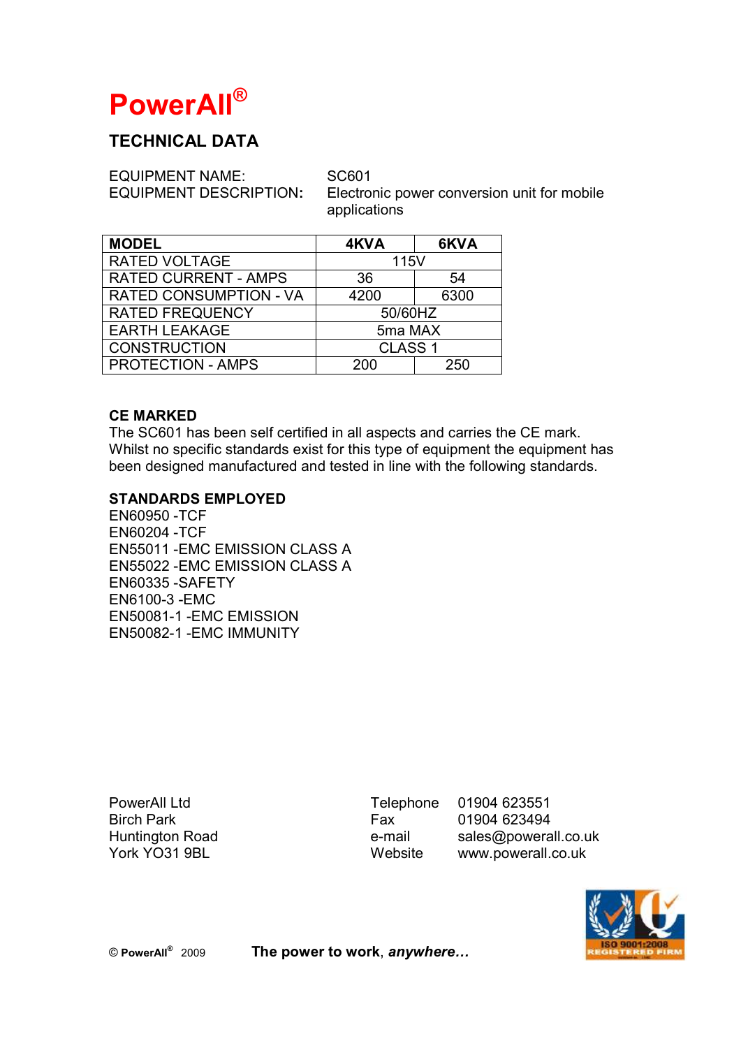# PowerAll®

## TECHNICAL DATA

EQUIPMENT NAME: SC601
EQUIPMENT DESCRIPTION: Electronic power conversion unit for mobile applications

| MODEL | 4KVA | 6KVA |
|---|---|---|
| RATED VOLTAGE | 115V | |
| RATED CURRENT - AMPS | 36 | 54 |
| RATED CONSUMPTION - VA | 4200 | 6300 |
| RATED FREQUENCY | 50/60HZ | |
| EARTH LEAKAGE | 5ma MAX | |
| CONSTRUCTION | CLASS 1 | |
| PROTECTION - AMPS | 200 | 250 |

**CE MARKED**
The SC601 has been self certified in all aspects and carries the CE mark. Whilst no specific standards exist for this type of equipment the equipment has been designed manufactured and tested in line with the following standards.

**STANDARDS EMPLOYED**
EN60950 -TCF
EN60204 -TCF
EN55011 -EMC EMISSION CLASS A
EN55022 -EMC EMISSION CLASS A
EN60335 -SAFETY
EN6100-3 -EMC
EN50081-1 -EMC EMISSION
EN50082-1 -EMC IMMUNITY

PowerAll Ltd
Birch Park
Huntington Road
York YO31 9BL

Telephone 01904 623551
Fax 01904 623494
e-mail sales@powerall.co.uk
Website www.powerall.co.uk

© PowerAll® 2009 **The power to work, *anywhere…***

ISO 9001:2008 REGISTERED FIRM